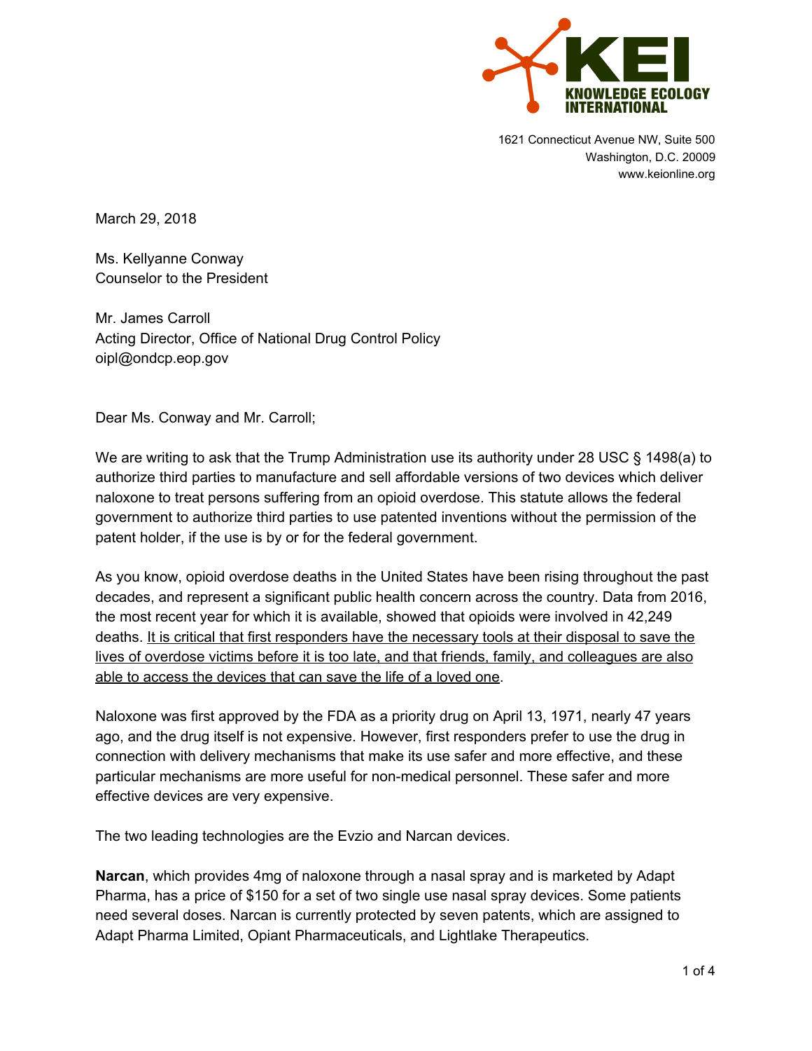KEI
KNOWLEDGE ECOLOGY INTERNATIONAL

1621 Connecticut Avenue NW, Suite 500
Washington, D.C. 20009
www.keionline.org

March 29, 2018

Ms. Kellyanne Conway
Counselor to the President

Mr. James Carroll
Acting Director, Office of National Drug Control Policy
oipl@ondcp.eop.gov

Dear Ms. Conway and Mr. Carroll;

We are writing to ask that the Trump Administration use its authority under 28 USC § 1498(a) to authorize third parties to manufacture and sell affordable versions of two devices which deliver naloxone to treat persons suffering from an opioid overdose. This statute allows the federal government to authorize third parties to use patented inventions without the permission of the patent holder, if the use is by or for the federal government.

As you know, opioid overdose deaths in the United States have been rising throughout the past decades, and represent a significant public health concern across the country. Data from 2016, the most recent year for which it is available, showed that opioids were involved in 42,249 deaths. <u>It is critical that first responders have the necessary tools at their disposal to save the lives of overdose victims before it is too late, and that friends, family, and colleagues are also able to access the devices that can save the life of a loved one</u>.

Naloxone was first approved by the FDA as a priority drug on April 13, 1971, nearly 47 years ago, and the drug itself is not expensive. However, first responders prefer to use the drug in connection with delivery mechanisms that make its use safer and more effective, and these particular mechanisms are more useful for non-medical personnel. These safer and more effective devices are very expensive.

The two leading technologies are the Evzio and Narcan devices.

**Narcan**, which provides 4mg of naloxone through a nasal spray and is marketed by Adapt Pharma, has a price of $150 for a set of two single use nasal spray devices. Some patients need several doses. Narcan is currently protected by seven patents, which are assigned to Adapt Pharma Limited, Opiant Pharmaceuticals, and Lightlake Therapeutics.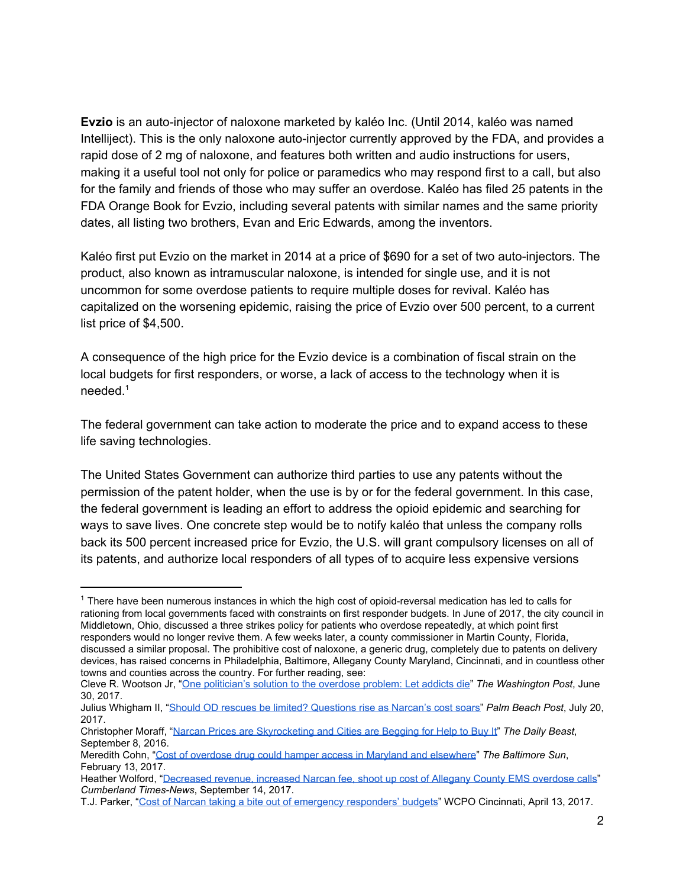**Evzio** is an auto-injector of naloxone marketed by kaléo Inc. (Until 2014, kaléo was named Intelliject). This is the only naloxone auto-injector currently approved by the FDA, and provides a rapid dose of 2 mg of naloxone, and features both written and audio instructions for users, making it a useful tool not only for police or paramedics who may respond first to a call, but also for the family and friends of those who may suffer an overdose. Kaléo has filed 25 patents in the FDA Orange Book for Evzio, including several patents with similar names and the same priority dates, all listing two brothers, Evan and Eric Edwards, among the inventors.

Kaléo first put Evzio on the market in 2014 at a price of $690 for a set of two auto-injectors. The product, also known as intramuscular naloxone, is intended for single use, and it is not uncommon for some overdose patients to require multiple doses for revival. Kaléo has capitalized on the worsening epidemic, raising the price of Evzio over 500 percent, to a current list price of $4,500.

A consequence of the high price for the Evzio device is a combination of fiscal strain on the local budgets for first responders, or worse, a lack of access to the technology when it is needed.[1]

The federal government can take action to moderate the price and to expand access to these life saving technologies.

The United States Government can authorize third parties to use any patents without the permission of the patent holder, when the use is by or for the federal government. In this case, the federal government is leading an effort to address the opioid epidemic and searching for ways to save lives. One concrete step would be to notify kaléo that unless the company rolls back its 500 percent increased price for Evzio, the U.S. will grant compulsory licenses on all of its patents, and authorize local responders of all types of to acquire less expensive versions

---

[1] There have been numerous instances in which the high cost of opioid-reversal medication has led to calls for rationing from local governments faced with constraints on first responder budgets. In June of 2017, the city council in Middletown, Ohio, discussed a three strikes policy for patients who overdose repeatedly, at which point first responders would no longer revive them. A few weeks later, a county commissioner in Martin County, Florida, discussed a similar proposal. The prohibitive cost of naloxone, a generic drug, completely due to patents on delivery devices, has raised concerns in Philadelphia, Baltimore, Allegany County Maryland, Cincinnati, and in countless other towns and counties across the country. For further reading, see:

Cleve R. Wootson Jr, "One politician's solution to the overdose problem: Let addicts die" *The Washington Post*, June 30, 2017.

Julius Whigham II, "Should OD rescues be limited? Questions rise as Narcan's cost soars" *Palm Beach Post*, July 20, 2017.

Christopher Moraff, "Narcan Prices are Skyrocketing and Cities are Begging for Help to Buy It" *The Daily Beast*, September 8, 2016.

Meredith Cohn, "Cost of overdose drug could hamper access in Maryland and elsewhere" *The Baltimore Sun*, February 13, 2017.

Heather Wolford, "Decreased revenue, increased Narcan fee, shoot up cost of Allegany County EMS overdose calls" *Cumberland Times-News*, September 14, 2017.

T.J. Parker, "Cost of Narcan taking a bite out of emergency responders' budgets" WCPO Cincinnati, April 13, 2017.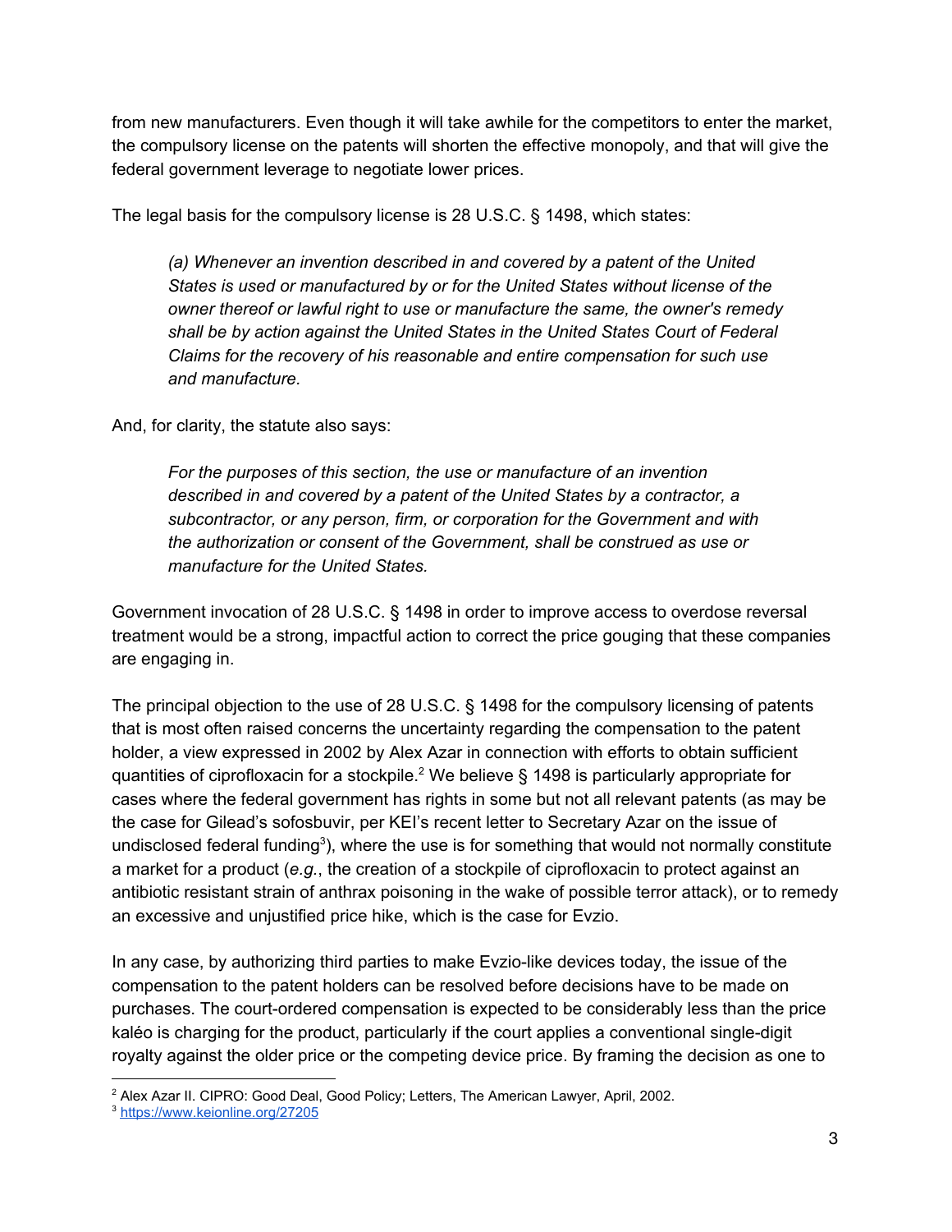from new manufacturers. Even though it will take awhile for the competitors to enter the market, the compulsory license on the patents will shorten the effective monopoly, and that will give the federal government leverage to negotiate lower prices.

The legal basis for the compulsory license is 28 U.S.C. § 1498, which states:

> *(a) Whenever an invention described in and covered by a patent of the United States is used or manufactured by or for the United States without license of the owner thereof or lawful right to use or manufacture the same, the owner's remedy shall be by action against the United States in the United States Court of Federal Claims for the recovery of his reasonable and entire compensation for such use and manufacture.*

And, for clarity, the statute also says:

> *For the purposes of this section, the use or manufacture of an invention described in and covered by a patent of the United States by a contractor, a subcontractor, or any person, firm, or corporation for the Government and with the authorization or consent of the Government, shall be construed as use or manufacture for the United States.*

Government invocation of 28 U.S.C. § 1498 in order to improve access to overdose reversal treatment would be a strong, impactful action to correct the price gouging that these companies are engaging in.

The principal objection to the use of 28 U.S.C. § 1498 for the compulsory licensing of patents that is most often raised concerns the uncertainty regarding the compensation to the patent holder, a view expressed in 2002 by Alex Azar in connection with efforts to obtain sufficient quantities of ciprofloxacin for a stockpile.[2] We believe § 1498 is particularly appropriate for cases where the federal government has rights in some but not all relevant patents (as may be the case for Gilead's sofosbuvir, per KEI's recent letter to Secretary Azar on the issue of undisclosed federal funding[3]), where the use is for something that would not normally constitute a market for a product (*e.g.*, the creation of a stockpile of ciprofloxacin to protect against an antibiotic resistant strain of anthrax poisoning in the wake of possible terror attack), or to remedy an excessive and unjustified price hike, which is the case for Evzio.

In any case, by authorizing third parties to make Evzio-like devices today, the issue of the compensation to the patent holders can be resolved before decisions have to be made on purchases. The court-ordered compensation is expected to be considerably less than the price kaléo is charging for the product, particularly if the court applies a conventional single-digit royalty against the older price or the competing device price. By framing the decision as one to

---

[2] Alex Azar II. CIPRO: Good Deal, Good Policy; Letters, The American Lawyer, April, 2002.

[3] https://www.keionline.org/27205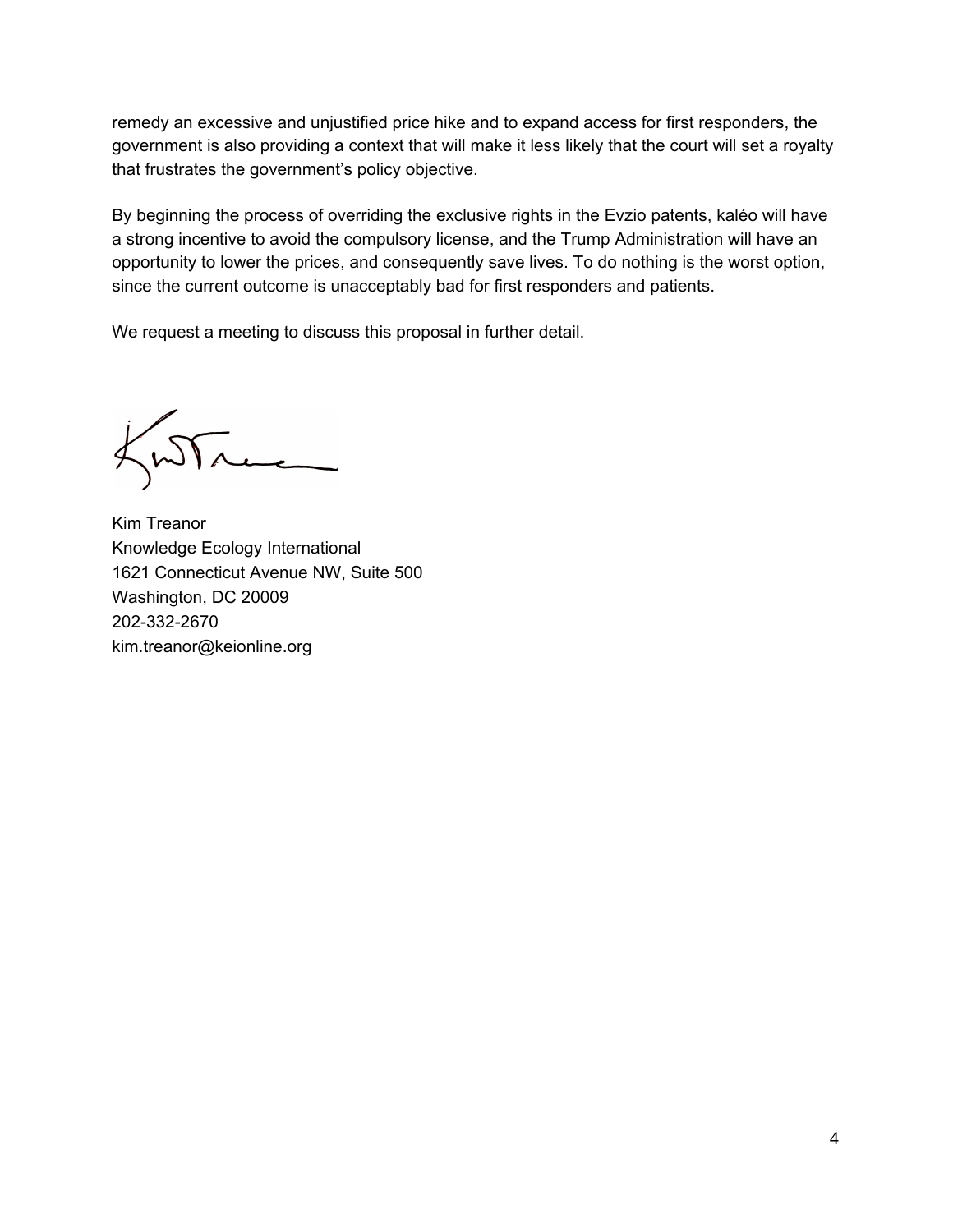remedy an excessive and unjustified price hike and to expand access for first responders, the government is also providing a context that will make it less likely that the court will set a royalty that frustrates the government's policy objective.

By beginning the process of overriding the exclusive rights in the Evzio patents, kaléo will have a strong incentive to avoid the compulsory license, and the Trump Administration will have an opportunity to lower the prices, and consequently save lives. To do nothing is the worst option, since the current outcome is unacceptably bad for first responders and patients.

We request a meeting to discuss this proposal in further detail.

Kim Treanor
Knowledge Ecology International
1621 Connecticut Avenue NW, Suite 500
Washington, DC 20009
202-332-2670
kim.treanor@keionline.org